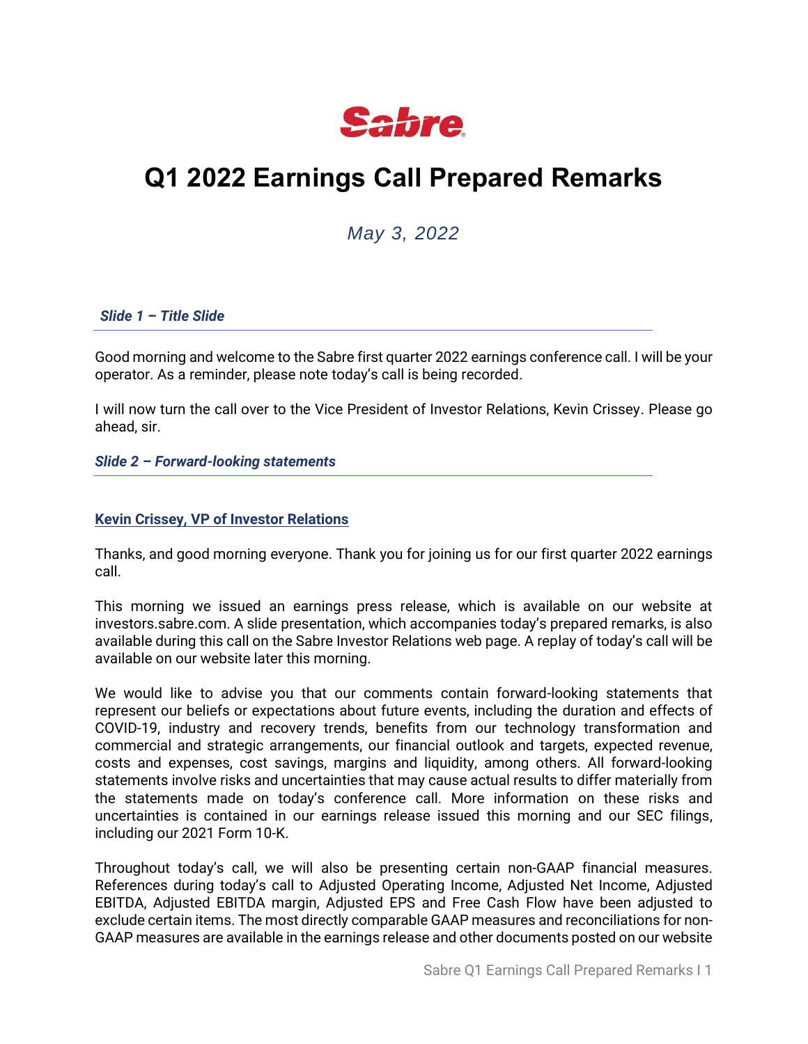Sabre

# Q1 2022 Earnings Call Prepared Remarks

*May 3, 2022*

### *Slide 1 – Title Slide*

Good morning and welcome to the Sabre first quarter 2022 earnings conference call. I will be your operator. As a reminder, please note today's call is being recorded.

I will now turn the call over to the Vice President of Investor Relations, Kevin Crissey. Please go ahead, sir.

### *Slide 2 – Forward-looking statements*

**Kevin Crissey, VP of Investor Relations**

Thanks, and good morning everyone. Thank you for joining us for our first quarter 2022 earnings call.

This morning we issued an earnings press release, which is available on our website at investors.sabre.com. A slide presentation, which accompanies today's prepared remarks, is also available during this call on the Sabre Investor Relations web page. A replay of today's call will be available on our website later this morning.

We would like to advise you that our comments contain forward-looking statements that represent our beliefs or expectations about future events, including the duration and effects of COVID-19, industry and recovery trends, benefits from our technology transformation and commercial and strategic arrangements, our financial outlook and targets, expected revenue, costs and expenses, cost savings, margins and liquidity, among others. All forward-looking statements involve risks and uncertainties that may cause actual results to differ materially from the statements made on today's conference call. More information on these risks and uncertainties is contained in our earnings release issued this morning and our SEC filings, including our 2021 Form 10-K.

Throughout today's call, we will also be presenting certain non-GAAP financial measures. References during today's call to Adjusted Operating Income, Adjusted Net Income, Adjusted EBITDA, Adjusted EBITDA margin, Adjusted EPS and Free Cash Flow have been adjusted to exclude certain items. The most directly comparable GAAP measures and reconciliations for non-GAAP measures are available in the earnings release and other documents posted on our website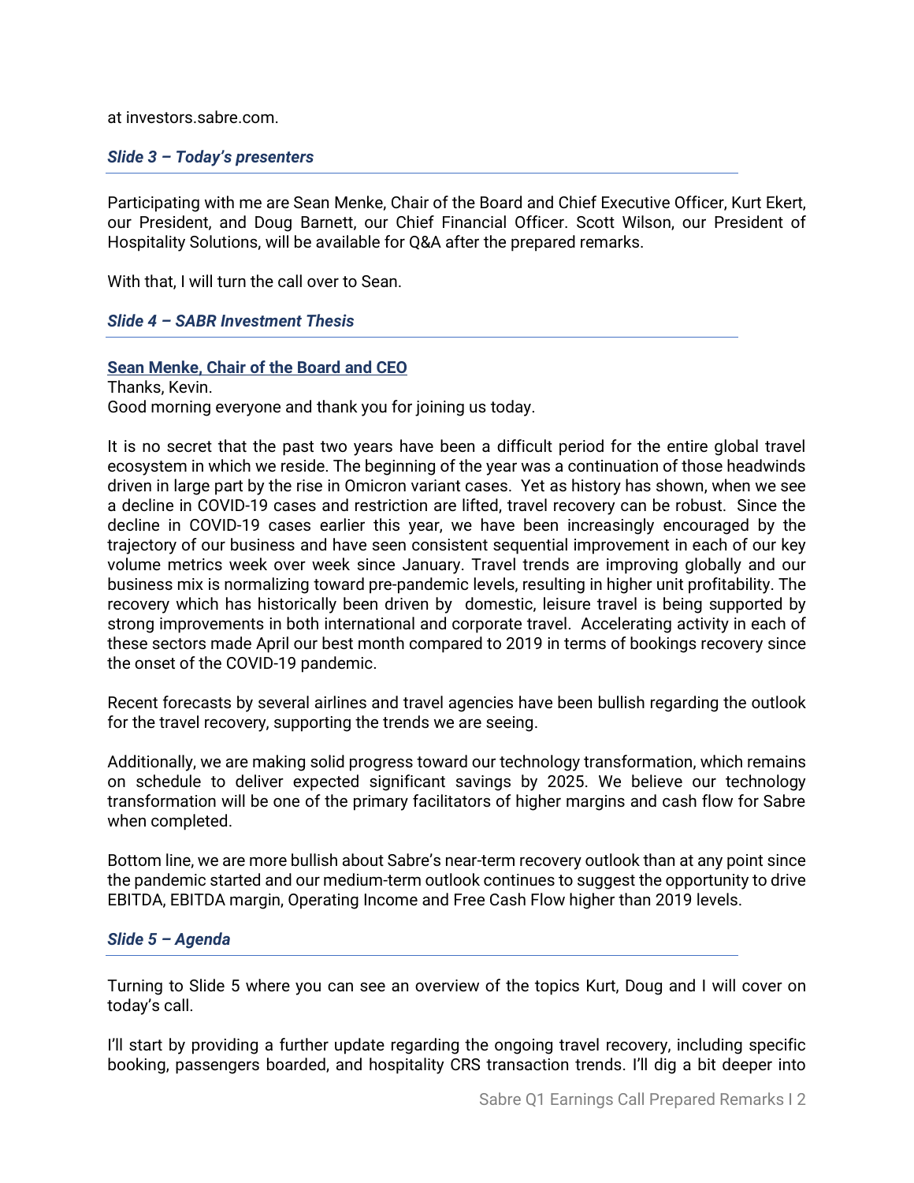at investors.sabre.com.

### *Slide 3 – Today's presenters*

Participating with me are Sean Menke, Chair of the Board and Chief Executive Officer, Kurt Ekert, our President, and Doug Barnett, our Chief Financial Officer. Scott Wilson, our President of Hospitality Solutions, will be available for Q&A after the prepared remarks.

With that, I will turn the call over to Sean.

### *Slide 4 – SABR Investment Thesis*

**Sean Menke, Chair of the Board and CEO**

Thanks, Kevin.
Good morning everyone and thank you for joining us today.

It is no secret that the past two years have been a difficult period for the entire global travel ecosystem in which we reside. The beginning of the year was a continuation of those headwinds driven in large part by the rise in Omicron variant cases. Yet as history has shown, when we see a decline in COVID-19 cases and restriction are lifted, travel recovery can be robust. Since the decline in COVID-19 cases earlier this year, we have been increasingly encouraged by the trajectory of our business and have seen consistent sequential improvement in each of our key volume metrics week over week since January. Travel trends are improving globally and our business mix is normalizing toward pre-pandemic levels, resulting in higher unit profitability. The recovery which has historically been driven by domestic, leisure travel is being supported by strong improvements in both international and corporate travel. Accelerating activity in each of these sectors made April our best month compared to 2019 in terms of bookings recovery since the onset of the COVID-19 pandemic.

Recent forecasts by several airlines and travel agencies have been bullish regarding the outlook for the travel recovery, supporting the trends we are seeing.

Additionally, we are making solid progress toward our technology transformation, which remains on schedule to deliver expected significant savings by 2025. We believe our technology transformation will be one of the primary facilitators of higher margins and cash flow for Sabre when completed.

Bottom line, we are more bullish about Sabre's near-term recovery outlook than at any point since the pandemic started and our medium-term outlook continues to suggest the opportunity to drive EBITDA, EBITDA margin, Operating Income and Free Cash Flow higher than 2019 levels.

### *Slide 5 – Agenda*

Turning to Slide 5 where you can see an overview of the topics Kurt, Doug and I will cover on today's call.

I'll start by providing a further update regarding the ongoing travel recovery, including specific booking, passengers boarded, and hospitality CRS transaction trends. I'll dig a bit deeper into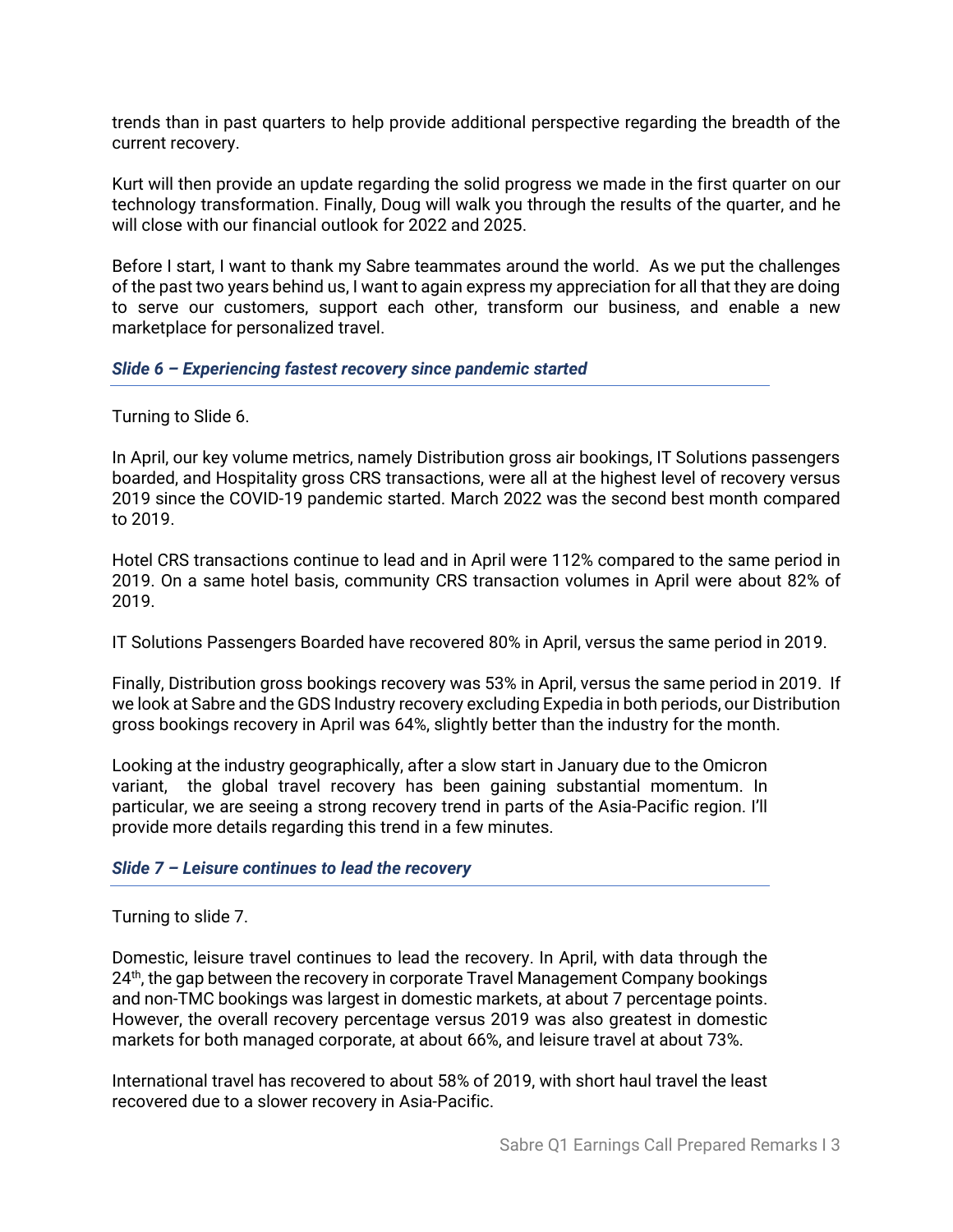trends than in past quarters to help provide additional perspective regarding the breadth of the current recovery.

Kurt will then provide an update regarding the solid progress we made in the first quarter on our technology transformation. Finally, Doug will walk you through the results of the quarter, and he will close with our financial outlook for 2022 and 2025.

Before I start, I want to thank my Sabre teammates around the world. As we put the challenges of the past two years behind us, I want to again express my appreciation for all that they are doing to serve our customers, support each other, transform our business, and enable a new marketplace for personalized travel.

### *Slide 6 – Experiencing fastest recovery since pandemic started*

Turning to Slide 6.

In April, our key volume metrics, namely Distribution gross air bookings, IT Solutions passengers boarded, and Hospitality gross CRS transactions, were all at the highest level of recovery versus 2019 since the COVID-19 pandemic started. March 2022 was the second best month compared to 2019.

Hotel CRS transactions continue to lead and in April were 112% compared to the same period in 2019. On a same hotel basis, community CRS transaction volumes in April were about 82% of 2019.

IT Solutions Passengers Boarded have recovered 80% in April, versus the same period in 2019.

Finally, Distribution gross bookings recovery was 53% in April, versus the same period in 2019. If we look at Sabre and the GDS Industry recovery excluding Expedia in both periods, our Distribution gross bookings recovery in April was 64%, slightly better than the industry for the month.

Looking at the industry geographically, after a slow start in January due to the Omicron variant, the global travel recovery has been gaining substantial momentum. In particular, we are seeing a strong recovery trend in parts of the Asia-Pacific region. I'll provide more details regarding this trend in a few minutes.

### *Slide 7 – Leisure continues to lead the recovery*

Turning to slide 7.

Domestic, leisure travel continues to lead the recovery. In April, with data through the 24th, the gap between the recovery in corporate Travel Management Company bookings and non-TMC bookings was largest in domestic markets, at about 7 percentage points. However, the overall recovery percentage versus 2019 was also greatest in domestic markets for both managed corporate, at about 66%, and leisure travel at about 73%.

International travel has recovered to about 58% of 2019, with short haul travel the least recovered due to a slower recovery in Asia-Pacific.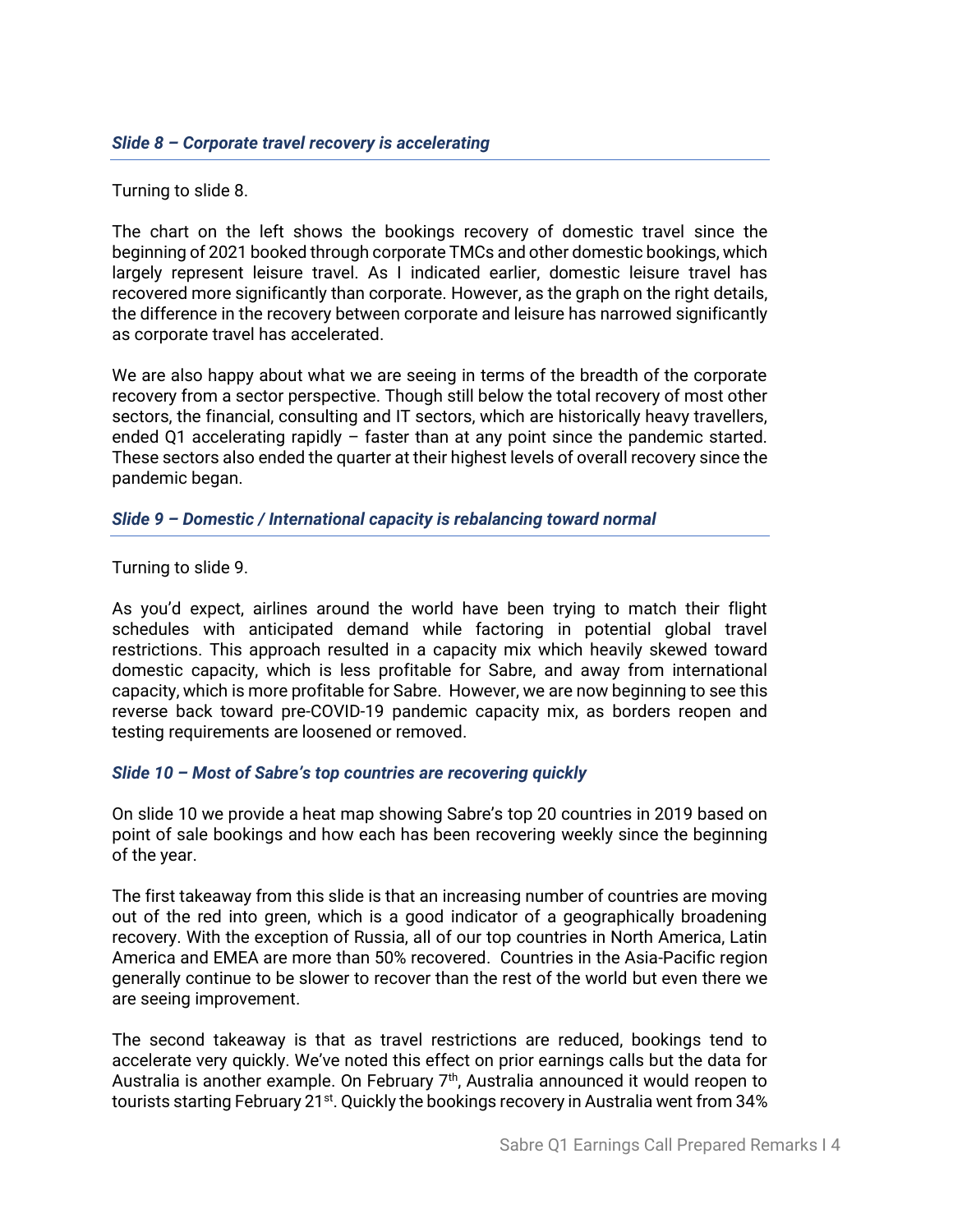### *Slide 8 – Corporate travel recovery is accelerating*

Turning to slide 8.

The chart on the left shows the bookings recovery of domestic travel since the beginning of 2021 booked through corporate TMCs and other domestic bookings, which largely represent leisure travel. As I indicated earlier, domestic leisure travel has recovered more significantly than corporate. However, as the graph on the right details, the difference in the recovery between corporate and leisure has narrowed significantly as corporate travel has accelerated.

We are also happy about what we are seeing in terms of the breadth of the corporate recovery from a sector perspective. Though still below the total recovery of most other sectors, the financial, consulting and IT sectors, which are historically heavy travellers, ended Q1 accelerating rapidly – faster than at any point since the pandemic started. These sectors also ended the quarter at their highest levels of overall recovery since the pandemic began.

### *Slide 9 – Domestic / International capacity is rebalancing toward normal*

Turning to slide 9.

As you'd expect, airlines around the world have been trying to match their flight schedules with anticipated demand while factoring in potential global travel restrictions. This approach resulted in a capacity mix which heavily skewed toward domestic capacity, which is less profitable for Sabre, and away from international capacity, which is more profitable for Sabre. However, we are now beginning to see this reverse back toward pre-COVID-19 pandemic capacity mix, as borders reopen and testing requirements are loosened or removed.

### *Slide 10 – Most of Sabre's top countries are recovering quickly*

On slide 10 we provide a heat map showing Sabre's top 20 countries in 2019 based on point of sale bookings and how each has been recovering weekly since the beginning of the year.

The first takeaway from this slide is that an increasing number of countries are moving out of the red into green, which is a good indicator of a geographically broadening recovery. With the exception of Russia, all of our top countries in North America, Latin America and EMEA are more than 50% recovered. Countries in the Asia-Pacific region generally continue to be slower to recover than the rest of the world but even there we are seeing improvement.

The second takeaway is that as travel restrictions are reduced, bookings tend to accelerate very quickly. We've noted this effect on prior earnings calls but the data for Australia is another example. On February 7th, Australia announced it would reopen to tourists starting February 21st. Quickly the bookings recovery in Australia went from 34%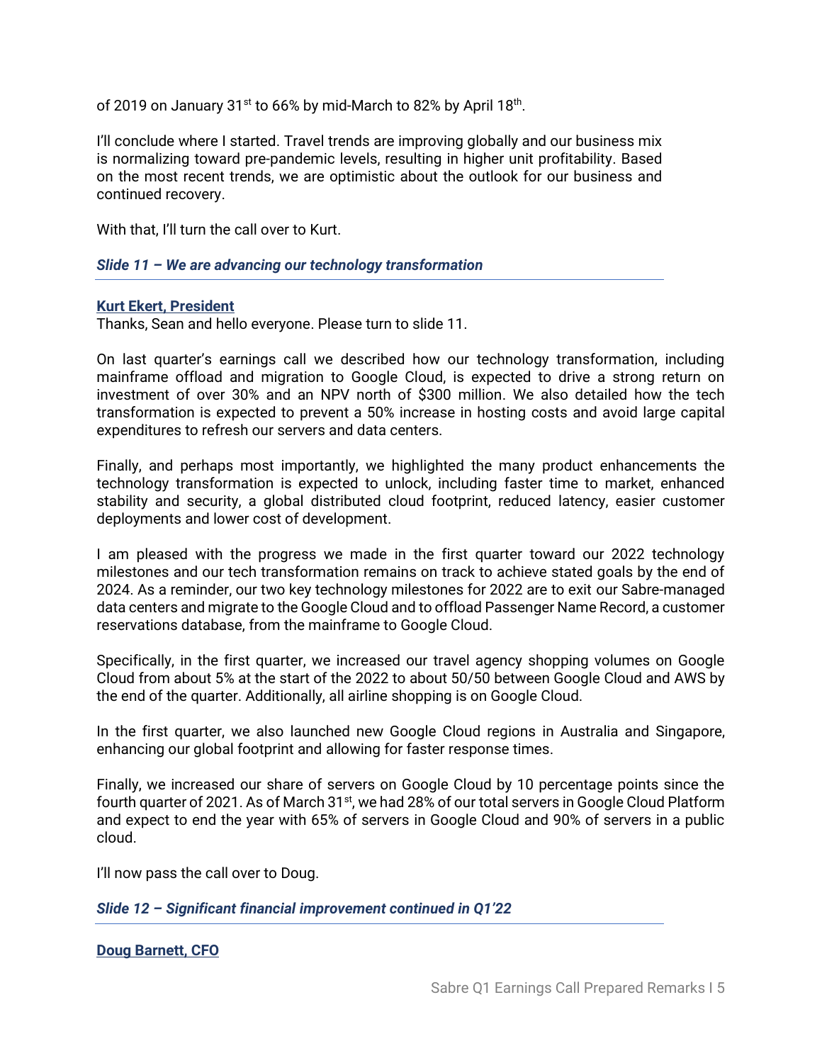of 2019 on January 31st to 66% by mid-March to 82% by April 18th.

I'll conclude where I started. Travel trends are improving globally and our business mix is normalizing toward pre-pandemic levels, resulting in higher unit profitability. Based on the most recent trends, we are optimistic about the outlook for our business and continued recovery.

With that, I'll turn the call over to Kurt.

### *Slide 11 – We are advancing our technology transformation*

**Kurt Ekert, President**

Thanks, Sean and hello everyone. Please turn to slide 11.

On last quarter's earnings call we described how our technology transformation, including mainframe offload and migration to Google Cloud, is expected to drive a strong return on investment of over 30% and an NPV north of $300 million. We also detailed how the tech transformation is expected to prevent a 50% increase in hosting costs and avoid large capital expenditures to refresh our servers and data centers.

Finally, and perhaps most importantly, we highlighted the many product enhancements the technology transformation is expected to unlock, including faster time to market, enhanced stability and security, a global distributed cloud footprint, reduced latency, easier customer deployments and lower cost of development.

I am pleased with the progress we made in the first quarter toward our 2022 technology milestones and our tech transformation remains on track to achieve stated goals by the end of 2024. As a reminder, our two key technology milestones for 2022 are to exit our Sabre-managed data centers and migrate to the Google Cloud and to offload Passenger Name Record, a customer reservations database, from the mainframe to Google Cloud.

Specifically, in the first quarter, we increased our travel agency shopping volumes on Google Cloud from about 5% at the start of the 2022 to about 50/50 between Google Cloud and AWS by the end of the quarter. Additionally, all airline shopping is on Google Cloud.

In the first quarter, we also launched new Google Cloud regions in Australia and Singapore, enhancing our global footprint and allowing for faster response times.

Finally, we increased our share of servers on Google Cloud by 10 percentage points since the fourth quarter of 2021. As of March 31st, we had 28% of our total servers in Google Cloud Platform and expect to end the year with 65% of servers in Google Cloud and 90% of servers in a public cloud.

I'll now pass the call over to Doug.

### *Slide 12 – Significant financial improvement continued in Q1'22*

**Doug Barnett, CFO**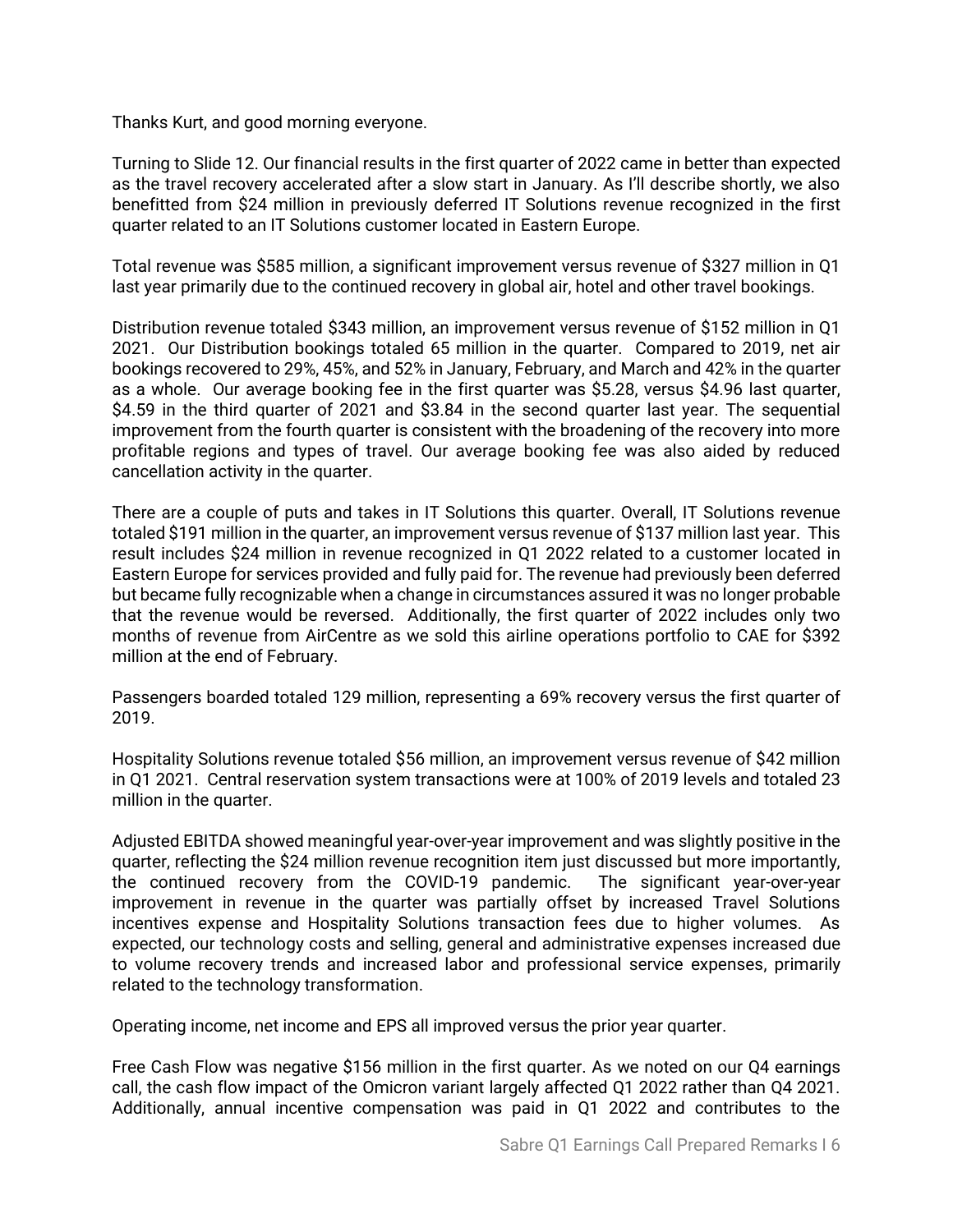Thanks Kurt, and good morning everyone.

Turning to Slide 12. Our financial results in the first quarter of 2022 came in better than expected as the travel recovery accelerated after a slow start in January. As I'll describe shortly, we also benefitted from $24 million in previously deferred IT Solutions revenue recognized in the first quarter related to an IT Solutions customer located in Eastern Europe.

Total revenue was $585 million, a significant improvement versus revenue of $327 million in Q1 last year primarily due to the continued recovery in global air, hotel and other travel bookings.

Distribution revenue totaled $343 million, an improvement versus revenue of $152 million in Q1 2021. Our Distribution bookings totaled 65 million in the quarter. Compared to 2019, net air bookings recovered to 29%, 45%, and 52% in January, February, and March and 42% in the quarter as a whole. Our average booking fee in the first quarter was $5.28, versus $4.96 last quarter, $4.59 in the third quarter of 2021 and $3.84 in the second quarter last year. The sequential improvement from the fourth quarter is consistent with the broadening of the recovery into more profitable regions and types of travel. Our average booking fee was also aided by reduced cancellation activity in the quarter.

There are a couple of puts and takes in IT Solutions this quarter. Overall, IT Solutions revenue totaled $191 million in the quarter, an improvement versus revenue of $137 million last year. This result includes $24 million in revenue recognized in Q1 2022 related to a customer located in Eastern Europe for services provided and fully paid for. The revenue had previously been deferred but became fully recognizable when a change in circumstances assured it was no longer probable that the revenue would be reversed. Additionally, the first quarter of 2022 includes only two months of revenue from AirCentre as we sold this airline operations portfolio to CAE for $392 million at the end of February.

Passengers boarded totaled 129 million, representing a 69% recovery versus the first quarter of 2019.

Hospitality Solutions revenue totaled $56 million, an improvement versus revenue of $42 million in Q1 2021. Central reservation system transactions were at 100% of 2019 levels and totaled 23 million in the quarter.

Adjusted EBITDA showed meaningful year-over-year improvement and was slightly positive in the quarter, reflecting the $24 million revenue recognition item just discussed but more importantly, the continued recovery from the COVID-19 pandemic. The significant year-over-year improvement in revenue in the quarter was partially offset by increased Travel Solutions incentives expense and Hospitality Solutions transaction fees due to higher volumes. As expected, our technology costs and selling, general and administrative expenses increased due to volume recovery trends and increased labor and professional service expenses, primarily related to the technology transformation.

Operating income, net income and EPS all improved versus the prior year quarter.

Free Cash Flow was negative $156 million in the first quarter. As we noted on our Q4 earnings call, the cash flow impact of the Omicron variant largely affected Q1 2022 rather than Q4 2021. Additionally, annual incentive compensation was paid in Q1 2022 and contributes to the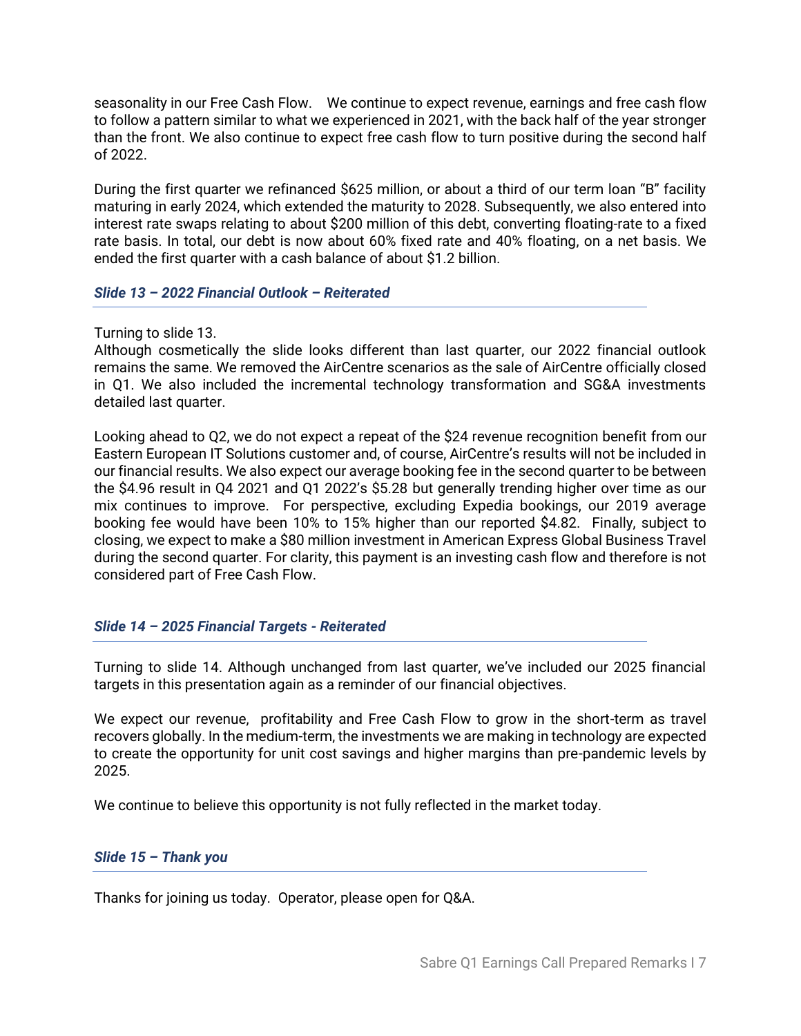seasonality in our Free Cash Flow. We continue to expect revenue, earnings and free cash flow to follow a pattern similar to what we experienced in 2021, with the back half of the year stronger than the front. We also continue to expect free cash flow to turn positive during the second half of 2022.

During the first quarter we refinanced $625 million, or about a third of our term loan "B" facility maturing in early 2024, which extended the maturity to 2028. Subsequently, we also entered into interest rate swaps relating to about $200 million of this debt, converting floating-rate to a fixed rate basis. In total, our debt is now about 60% fixed rate and 40% floating, on a net basis. We ended the first quarter with a cash balance of about $1.2 billion.

### *Slide 13 – 2022 Financial Outlook – Reiterated*

Turning to slide 13.
Although cosmetically the slide looks different than last quarter, our 2022 financial outlook remains the same. We removed the AirCentre scenarios as the sale of AirCentre officially closed in Q1. We also included the incremental technology transformation and SG&A investments detailed last quarter.

Looking ahead to Q2, we do not expect a repeat of the $24 revenue recognition benefit from our Eastern European IT Solutions customer and, of course, AirCentre's results will not be included in our financial results. We also expect our average booking fee in the second quarter to be between the $4.96 result in Q4 2021 and Q1 2022's $5.28 but generally trending higher over time as our mix continues to improve. For perspective, excluding Expedia bookings, our 2019 average booking fee would have been 10% to 15% higher than our reported $4.82. Finally, subject to closing, we expect to make a $80 million investment in American Express Global Business Travel during the second quarter. For clarity, this payment is an investing cash flow and therefore is not considered part of Free Cash Flow.

### *Slide 14 – 2025 Financial Targets - Reiterated*

Turning to slide 14. Although unchanged from last quarter, we've included our 2025 financial targets in this presentation again as a reminder of our financial objectives.

We expect our revenue, profitability and Free Cash Flow to grow in the short-term as travel recovers globally. In the medium-term, the investments we are making in technology are expected to create the opportunity for unit cost savings and higher margins than pre-pandemic levels by 2025.

We continue to believe this opportunity is not fully reflected in the market today.

### *Slide 15 – Thank you*

Thanks for joining us today. Operator, please open for Q&A.